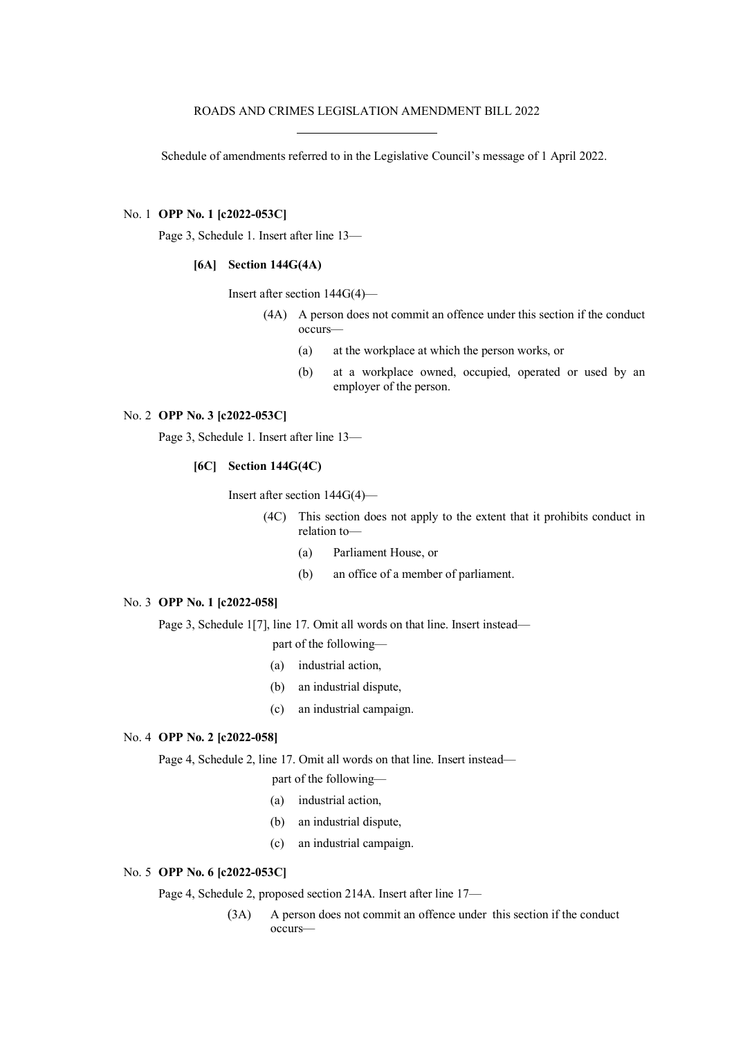ROADS AND CRIMES LEGISLATION AMENDMENT BILL 2022

---

Schedule of amendments referred to in the Legislative Council's message of 1 April 2022.

No. 1 **OPP No. 1 [c2022-053C]**

Page 3, Schedule 1. Insert after line 13—

**[6A] Section 144G(4A)**

Insert after section 144G(4)—

(4A) A person does not commit an offence under this section if the conduct occurs—

(a) at the workplace at which the person works, or

(b) at a workplace owned, occupied, operated or used by an employer of the person.

No. 2 **OPP No. 3 [c2022-053C]**

Page 3, Schedule 1. Insert after line 13—

**[6C] Section 144G(4C)**

Insert after section 144G(4)—

(4C) This section does not apply to the extent that it prohibits conduct in relation to—

(a) Parliament House, or

(b) an office of a member of parliament.

No. 3 **OPP No. 1 [c2022-058]**

Page 3, Schedule 1[7], line 17. Omit all words on that line. Insert instead—

part of the following—

(a) industrial action,

(b) an industrial dispute,

(c) an industrial campaign.

No. 4 **OPP No. 2 [c2022-058]**

Page 4, Schedule 2, line 17. Omit all words on that line. Insert instead—

part of the following—

(a) industrial action,

(b) an industrial dispute,

(c) an industrial campaign.

No. 5 **OPP No. 6 [c2022-053C]**

Page 4, Schedule 2, proposed section 214A. Insert after line 17—

(3A) A person does not commit an offence under this section if the conduct occurs—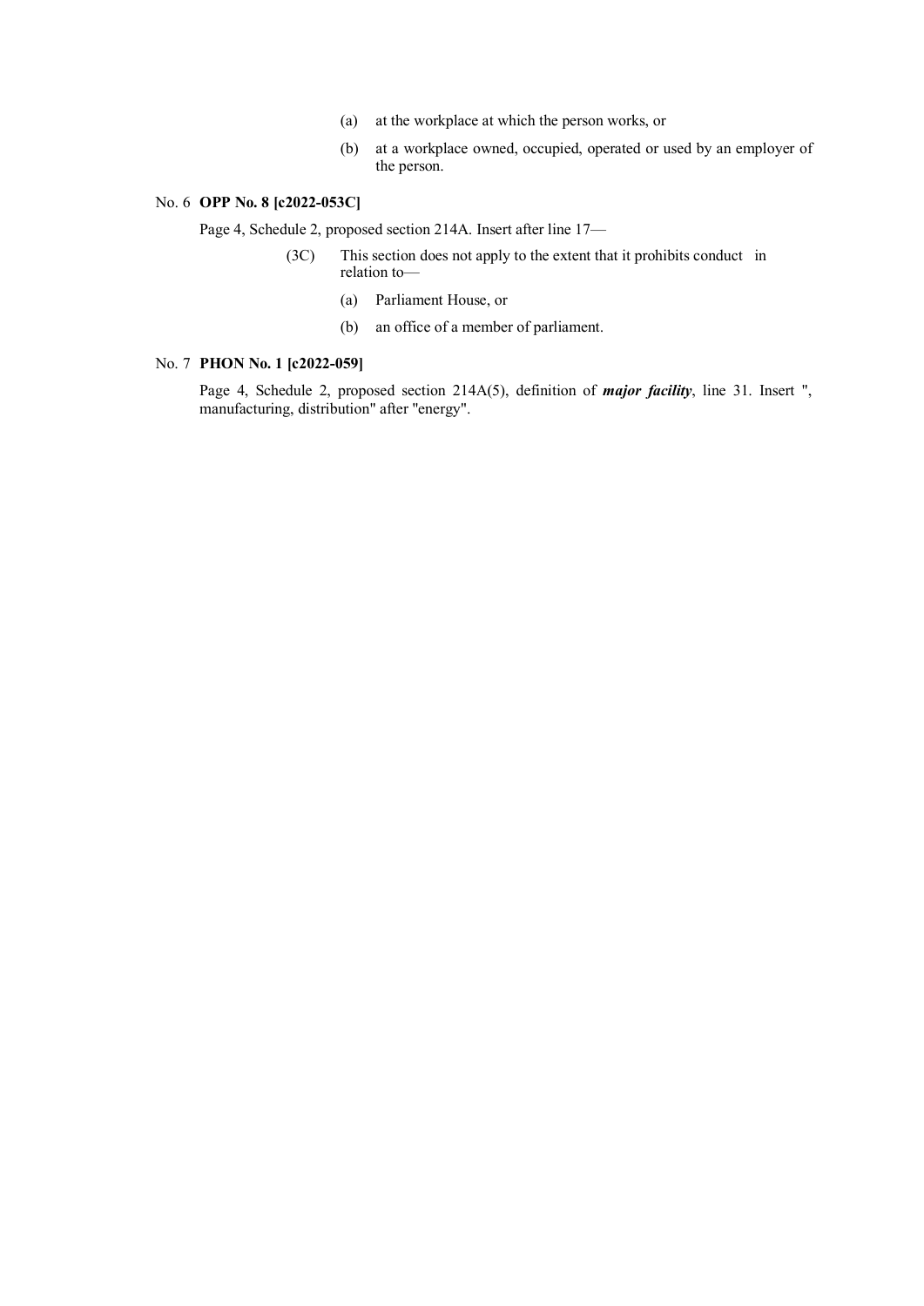(a) at the workplace at which the person works, or

(b) at a workplace owned, occupied, operated or used by an employer of the person.

No. 6 **OPP No. 8 [c2022-053C]**

Page 4, Schedule 2, proposed section 214A. Insert after line 17—

(3C) This section does not apply to the extent that it prohibits conduct in relation to—

(a) Parliament House, or

(b) an office of a member of parliament.

No. 7 **PHON No. 1 [c2022-059]**

Page 4, Schedule 2, proposed section 214A(5), definition of ***major facility***, line 31. Insert ", manufacturing, distribution" after "energy".